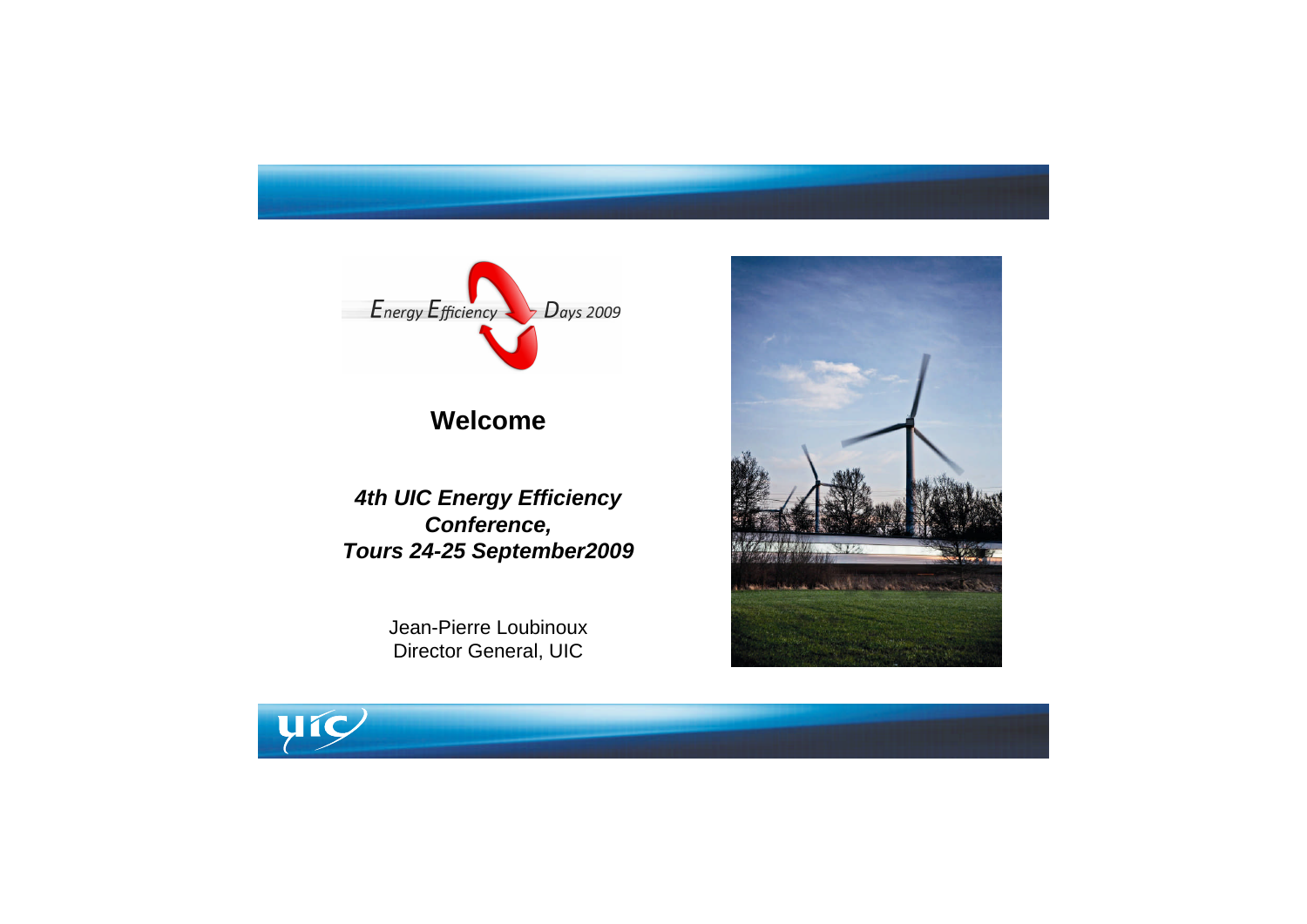Energy Efficiency Days 2009

# Welcome

***4th UIC Energy Efficiency Conference,***
***Tours 24-25 September2009***

Jean-Pierre Loubinoux
Director General, UIC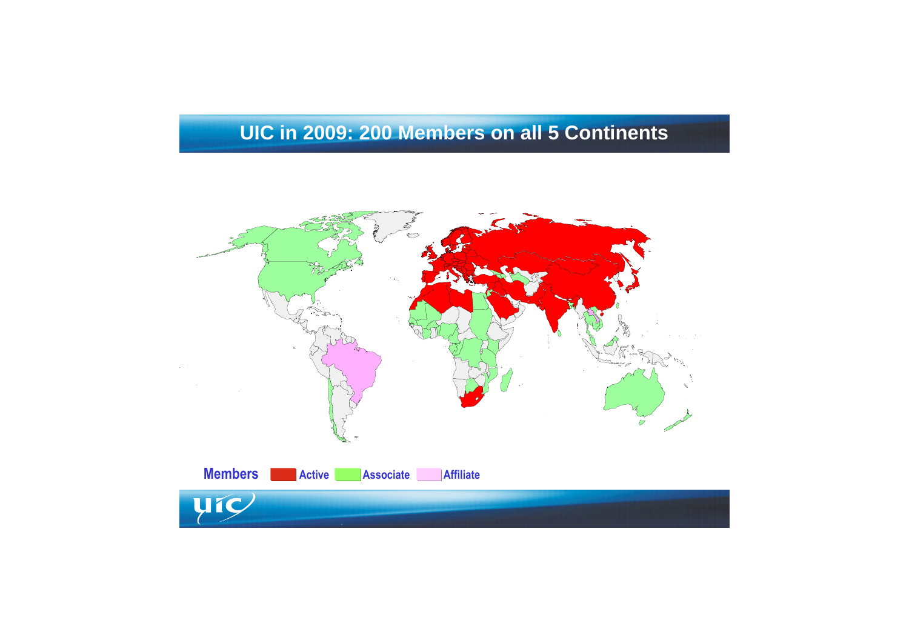# UIC in 2009: 200 Members on all 5 Continents

**Members** Active Associate Affiliate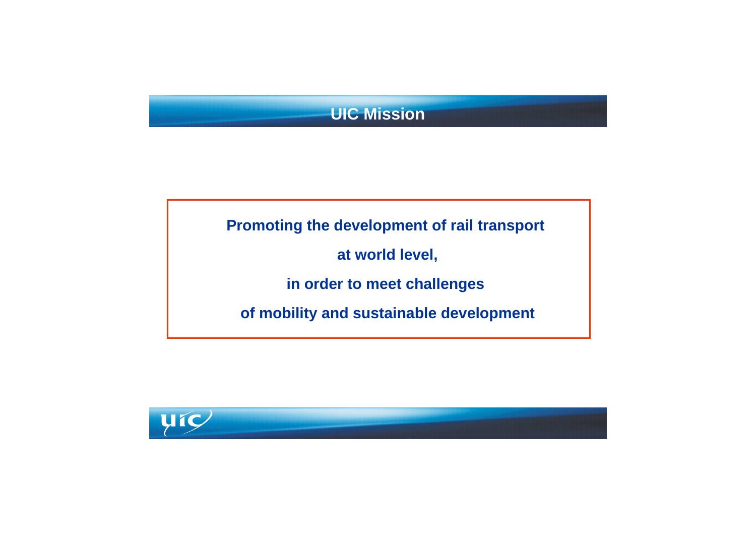# UIC Mission

**Promoting the development of rail transport**

**at world level,**

**in order to meet challenges**

**of mobility and sustainable development**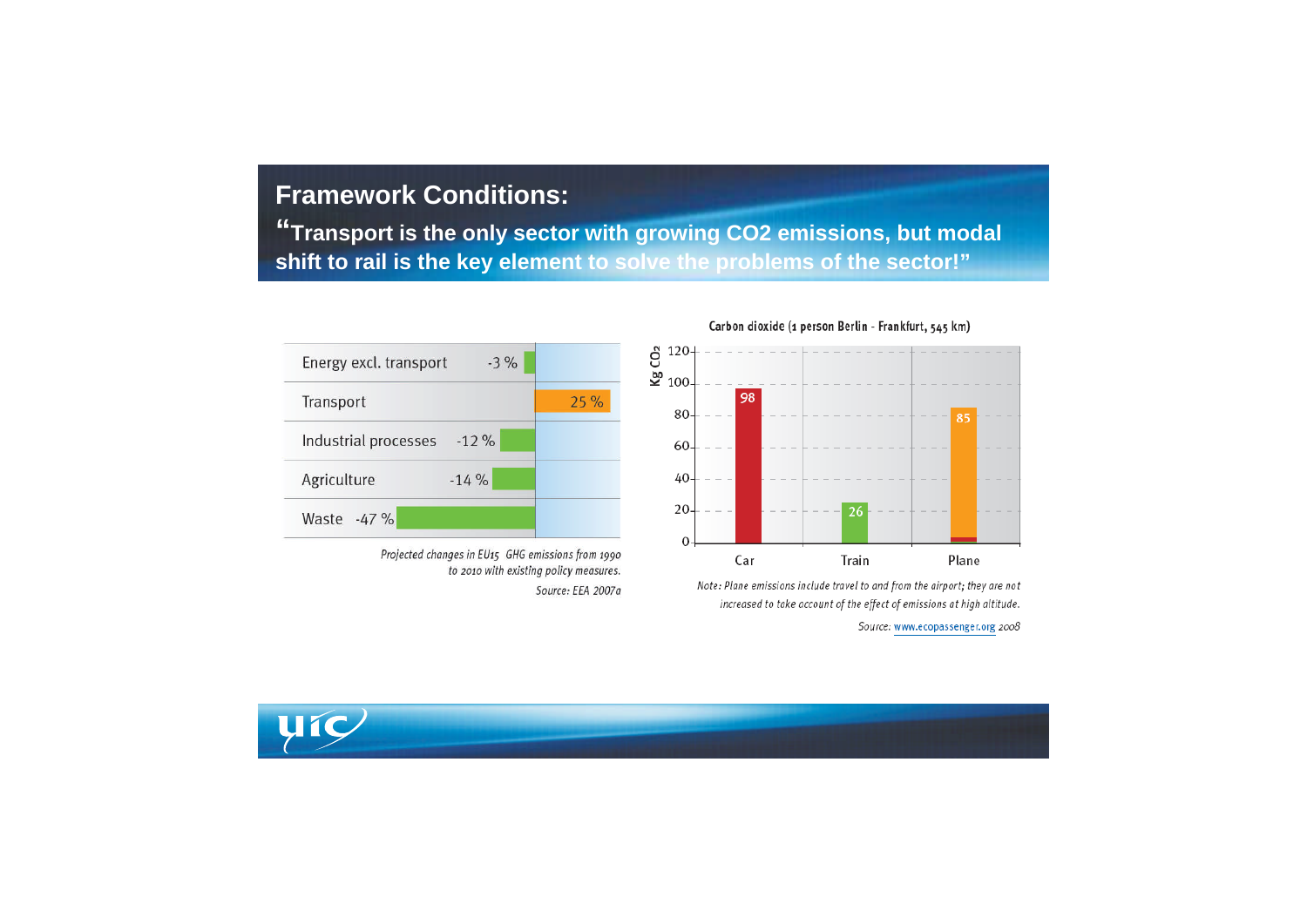# Framework Conditions:

**"Transport is the only sector with growing CO2 emissions, but modal shift to rail is the key element to solve the problems of the sector!"**

| Sector | Change |
| --- | --- |
| Energy excl. transport | -3 % |
| Transport | 25 % |
| Industrial processes | -12 % |
| Agriculture | -14 % |
| Waste | -47 % |

*Projected changes in EU15 GHG emissions from 1990 to 2010 with existing policy measures.*

*Source: EEA 2007a*

**Carbon dioxide (1 person Berlin - Frankfurt, 545 km)**

| | Kg $CO_2$ |
| --- | --- |
| Car | 98 |
| Train | 26 |
| Plane | 85 |

*Note: Plane emissions include travel to and from the airport; they are not increased to take account of the effect of emissions at high altitude.*

*Source: www.ecopassenger.org 2008*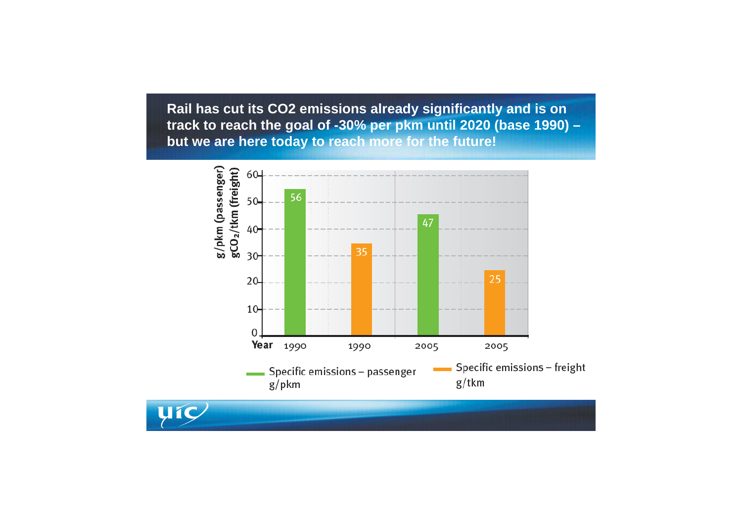## Rail has cut its CO2 emissions already significantly and is on track to reach the goal of -30% per pkm until 2020 (base 1990) – but we are here today to reach more for the future!

g/pkm (passenger)
$gCO_2$/tkm (freight)

| Year | 1990 | 1990 | 2005 | 2005 |
|---|---|---|---|---|
| Specific emissions – passenger g/pkm | 56 | | 47 | |
| Specific emissions – freight g/tkm | | 35 | | 25 |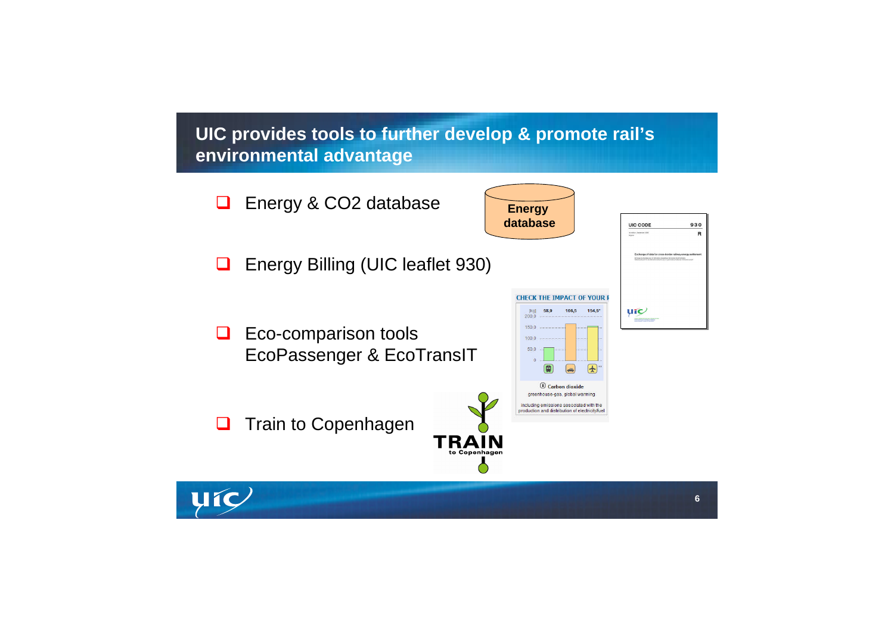## UIC provides tools to further develop & promote rail's environmental advantage

- Energy & $CO_2$ database
- Energy Billing (UIC leaflet 930)
- Eco-comparison tools EcoPassenger & EcoTransIT
- Train to Copenhagen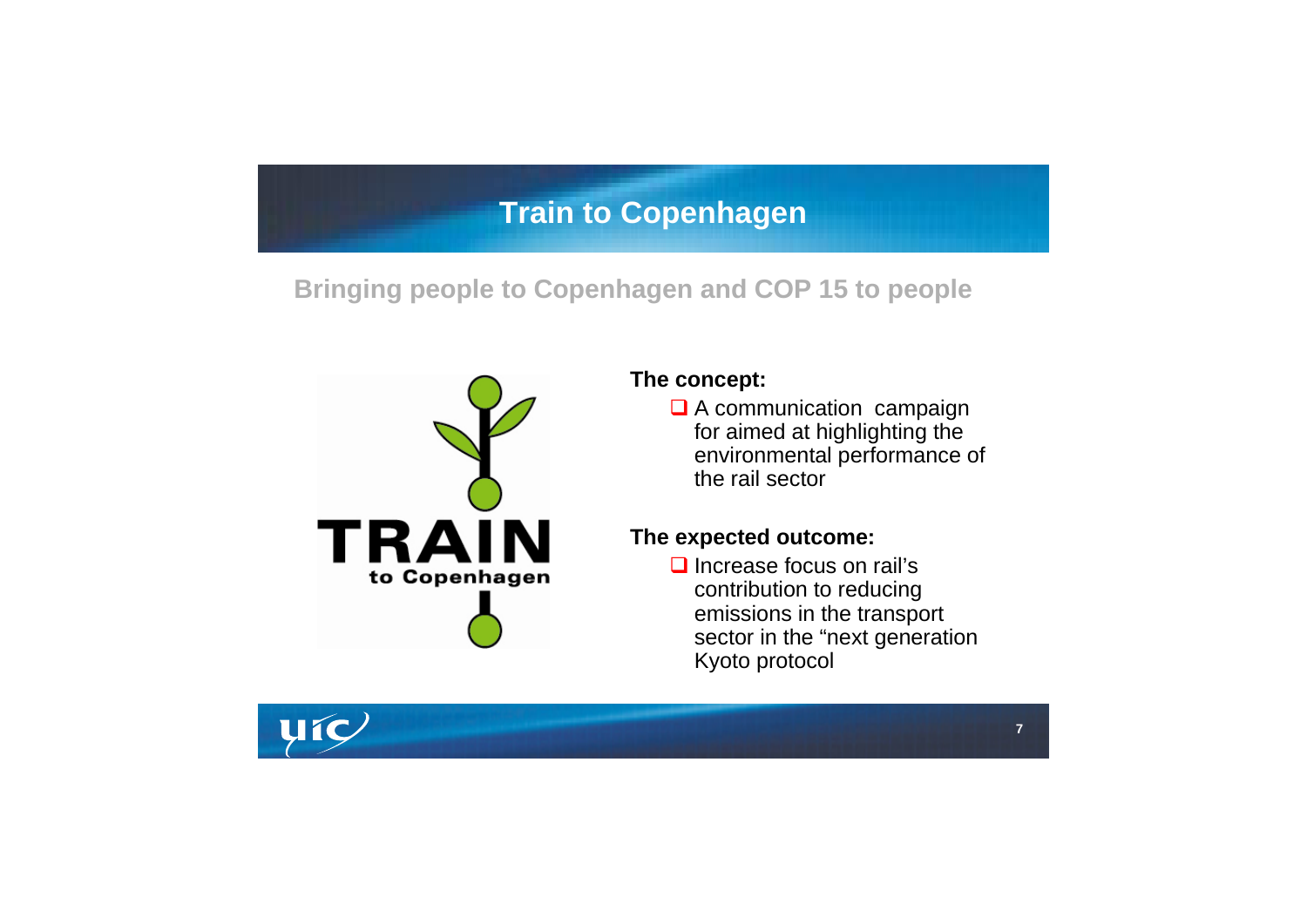# Train to Copenhagen

## Bringing people to Copenhagen and COP 15 to people

TRAIN
to Copenhagen

**The concept:**

- A communication campaign for aimed at highlighting the environmental performance of the rail sector

**The expected outcome:**

- Increase focus on rail's contribution to reducing emissions in the transport sector in the "next generation Kyoto protocol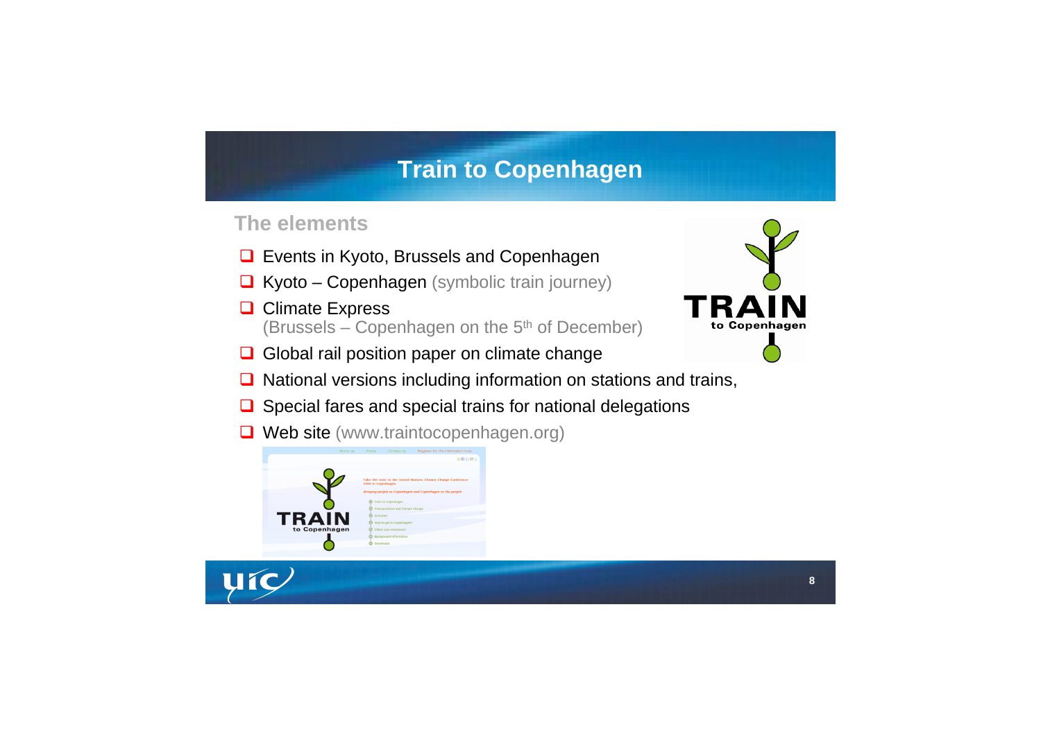# Train to Copenhagen

## The elements

- Events in Kyoto, Brussels and Copenhagen
- Kyoto – Copenhagen (symbolic train journey)
- Climate Express
  (Brussels – Copenhagen on the 5th of December)
- Global rail position paper on climate change
- National versions including information on stations and trains,
- Special fares and special trains for national delegations
- Web site (www.traintocopenhagen.org)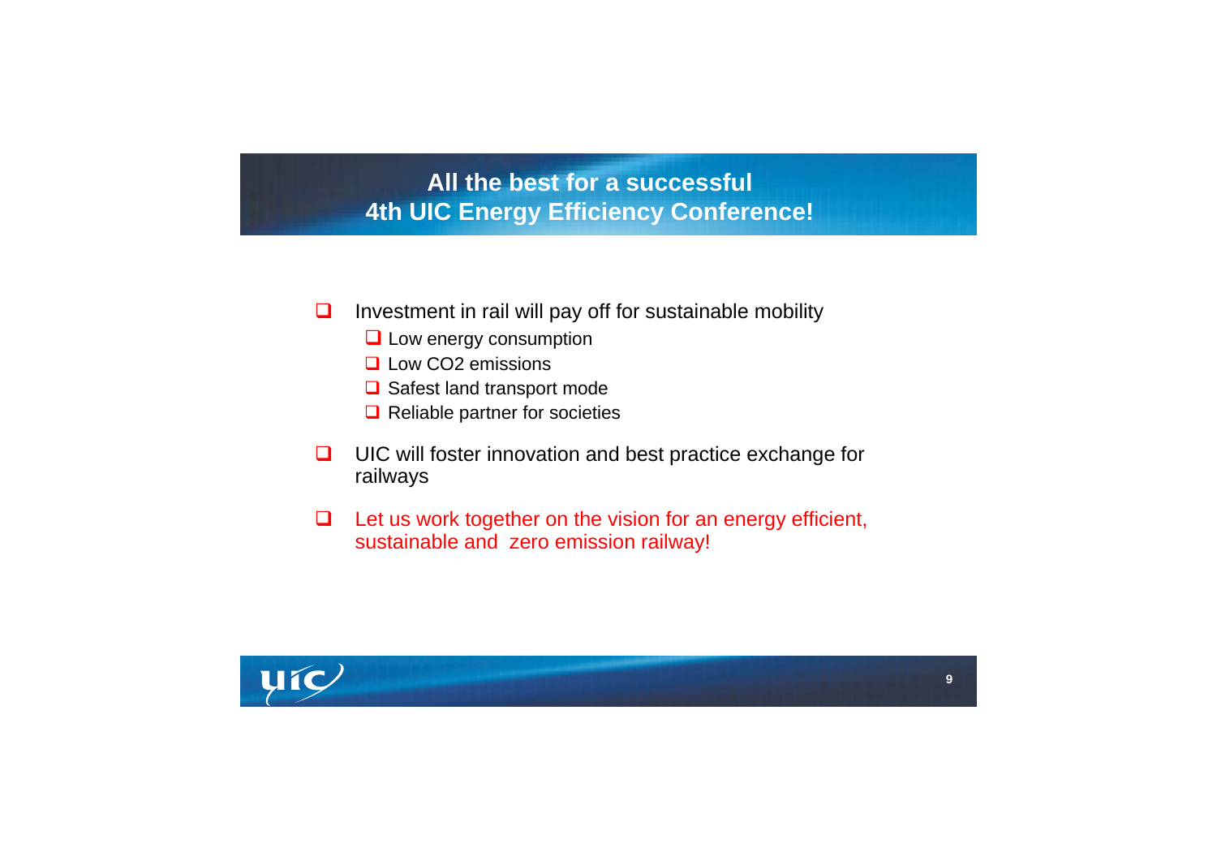## All the best for a successful 4th UIC Energy Efficiency Conference!

- Investment in rail will pay off for sustainable mobility
  - Low energy consumption
  - Low $CO_2$ emissions
  - Safest land transport mode
  - Reliable partner for societies
- UIC will foster innovation and best practice exchange for railways
- Let us work together on the vision for an energy efficient, sustainable and zero emission railway!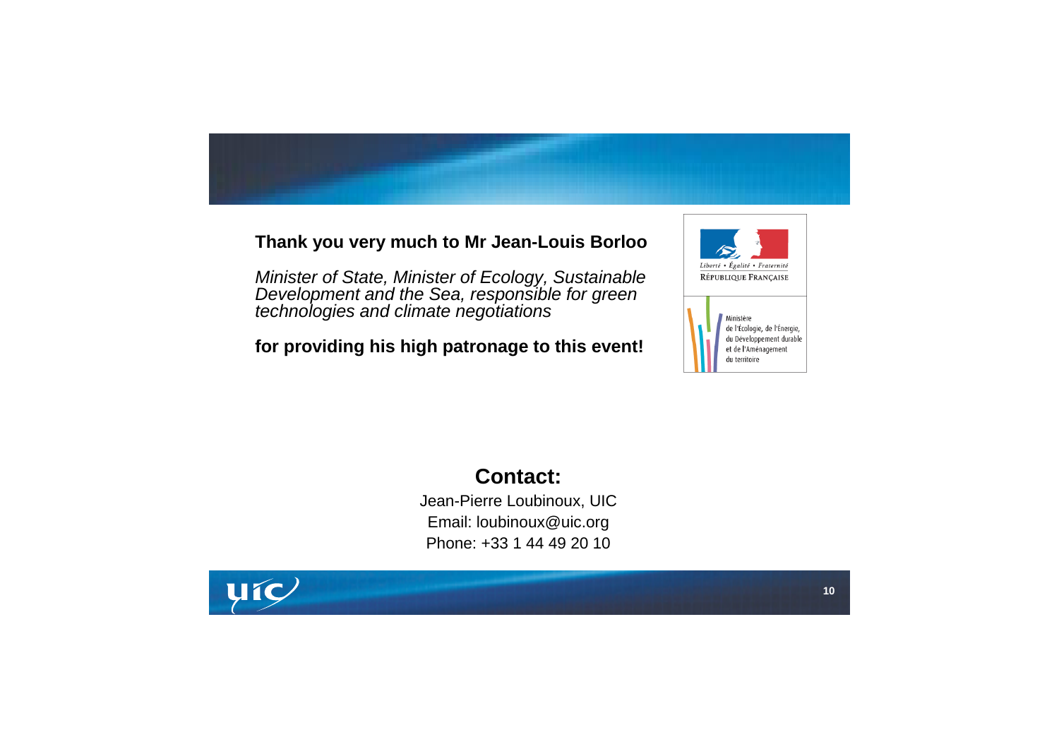**Thank you very much to Mr Jean-Louis Borloo**

*Minister of State, Minister of Ecology, Sustainable Development and the Sea, responsible for green technologies and climate negotiations*

**for providing his high patronage to this event!**

Liberté • Égalité • Fraternité
RÉPUBLIQUE FRANÇAISE

Ministère
de l'Écologie, de l'Énergie,
du Développement durable
et de l'Aménagement
du territoire

## Contact:

Jean-Pierre Loubinoux, UIC
Email: loubinoux@uic.org
Phone: +33 1 44 49 20 10